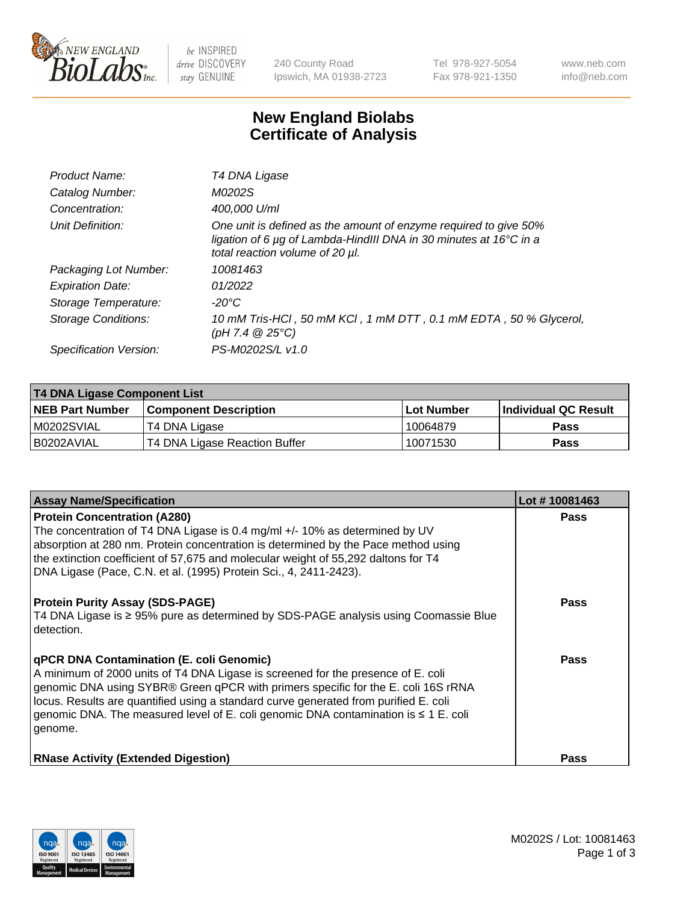# New England Biolabs
# Certificate of Analysis

| | |
|---|---|
| *Product Name:* | *T4 DNA Ligase* |
| *Catalog Number:* | *M0202S* |
| *Concentration:* | *400,000 U/ml* |
| *Unit Definition:* | *One unit is defined as the amount of enzyme required to give 50% ligation of 6 µg of Lambda-HindIII DNA in 30 minutes at 16°C in a total reaction volume of 20 µl.* |
| *Packaging Lot Number:* | *10081463* |
| *Expiration Date:* | *01/2022* |
| *Storage Temperature:* | *-20°C* |
| *Storage Conditions:* | *10 mM Tris-HCl , 50 mM KCl , 1 mM DTT , 0.1 mM EDTA , 50 % Glycerol, (pH 7.4 @ 25°C)* |
| *Specification Version:* | *PS-M0202S/L v1.0* |

| **T4 DNA Ligase Component List** | | | |
|---|---|---|---|
| **NEB Part Number** | **Component Description** | **Lot Number** | **Individual QC Result** |
| M0202SVIAL | T4 DNA Ligase | 10064879 | **Pass** |
| B0202AVIAL | T4 DNA Ligase Reaction Buffer | 10071530 | **Pass** |

| **Assay Name/Specification** | **Lot # 10081463** |
|---|---|
| **Protein Concentration (A280)**<br>The concentration of T4 DNA Ligase is 0.4 mg/ml +/- 10% as determined by UV absorption at 280 nm. Protein concentration is determined by the Pace method using the extinction coefficient of 57,675 and molecular weight of 55,292 daltons for T4 DNA Ligase (Pace, C.N. et al. (1995) Protein Sci., 4, 2411-2423). | **Pass** |
| **Protein Purity Assay (SDS-PAGE)**<br>T4 DNA Ligase is ≥ 95% pure as determined by SDS-PAGE analysis using Coomassie Blue detection. | **Pass** |
| **qPCR DNA Contamination (E. coli Genomic)**<br>A minimum of 2000 units of T4 DNA Ligase is screened for the presence of E. coli genomic DNA using SYBR® Green qPCR with primers specific for the E. coli 16S rRNA locus. Results are quantified using a standard curve generated from purified E. coli genomic DNA. The measured level of E. coli genomic DNA contamination is ≤ 1 E. coli genome. | **Pass** |
| **RNase Activity (Extended Digestion)** | **Pass** |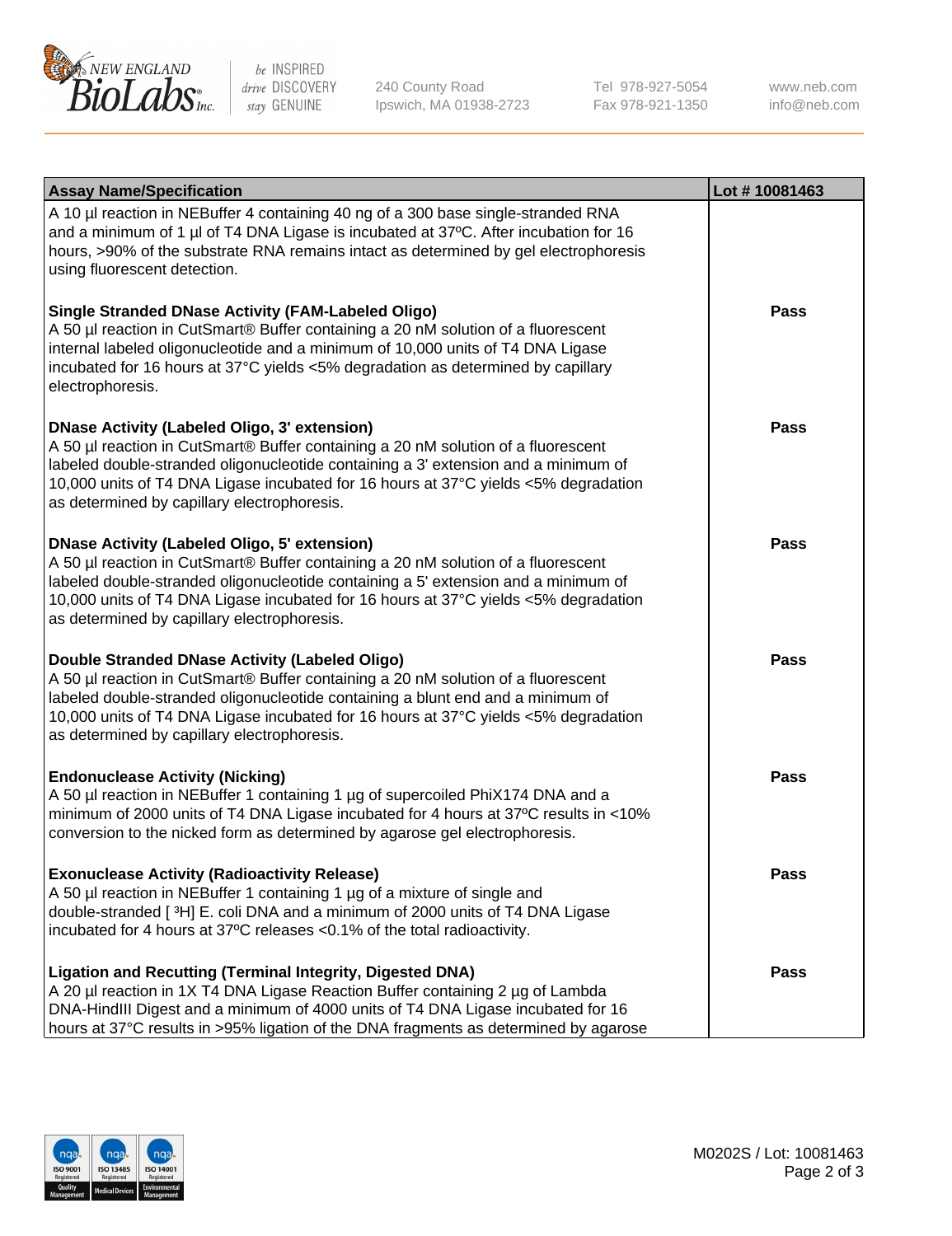| **Assay Name/Specification** | **Lot # 10081463** |
| --- | --- |
| A 10 µl reaction in NEBuffer 4 containing 40 ng of a 300 base single-stranded RNA and a minimum of 1 µl of T4 DNA Ligase is incubated at 37ºC. After incubation for 16 hours, >90% of the substrate RNA remains intact as determined by gel electrophoresis using fluorescent detection. | |
| **Single Stranded DNase Activity (FAM-Labeled Oligo)**<br>A 50 µl reaction in CutSmart® Buffer containing a 20 nM solution of a fluorescent internal labeled oligonucleotide and a minimum of 10,000 units of T4 DNA Ligase incubated for 16 hours at 37°C yields <5% degradation as determined by capillary electrophoresis. | **Pass** |
| **DNase Activity (Labeled Oligo, 3' extension)**<br>A 50 µl reaction in CutSmart® Buffer containing a 20 nM solution of a fluorescent labeled double-stranded oligonucleotide containing a 3' extension and a minimum of 10,000 units of T4 DNA Ligase incubated for 16 hours at 37°C yields <5% degradation as determined by capillary electrophoresis. | **Pass** |
| **DNase Activity (Labeled Oligo, 5' extension)**<br>A 50 µl reaction in CutSmart® Buffer containing a 20 nM solution of a fluorescent labeled double-stranded oligonucleotide containing a 5' extension and a minimum of 10,000 units of T4 DNA Ligase incubated for 16 hours at 37°C yields <5% degradation as determined by capillary electrophoresis. | **Pass** |
| **Double Stranded DNase Activity (Labeled Oligo)**<br>A 50 µl reaction in CutSmart® Buffer containing a 20 nM solution of a fluorescent labeled double-stranded oligonucleotide containing a blunt end and a minimum of 10,000 units of T4 DNA Ligase incubated for 16 hours at 37°C yields <5% degradation as determined by capillary electrophoresis. | **Pass** |
| **Endonuclease Activity (Nicking)**<br>A 50 µl reaction in NEBuffer 1 containing 1 µg of supercoiled PhiX174 DNA and a minimum of 2000 units of T4 DNA Ligase incubated for 4 hours at 37ºC results in <10% conversion to the nicked form as determined by agarose gel electrophoresis. | **Pass** |
| **Exonuclease Activity (Radioactivity Release)**<br>A 50 µl reaction in NEBuffer 1 containing 1 µg of a mixture of single and double-stranded [ $^{3}$H] E. coli DNA and a minimum of 2000 units of T4 DNA Ligase incubated for 4 hours at 37ºC releases <0.1% of the total radioactivity. | **Pass** |
| **Ligation and Recutting (Terminal Integrity, Digested DNA)**<br>A 20 µl reaction in 1X T4 DNA Ligase Reaction Buffer containing 2 µg of Lambda DNA-HindIII Digest and a minimum of 4000 units of T4 DNA Ligase incubated for 16 hours at 37°C results in >95% ligation of the DNA fragments as determined by agarose | **Pass** |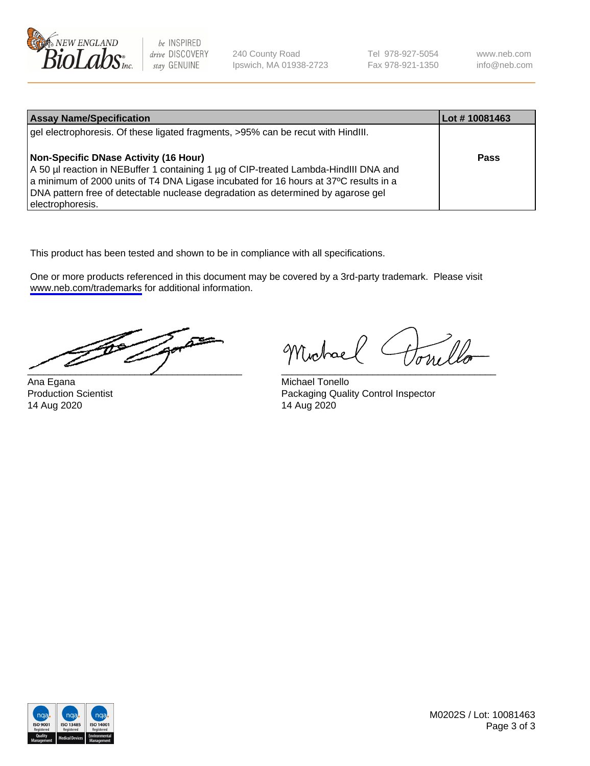| Assay Name/Specification | Lot # 10081463 |
| --- | --- |
| gel electrophoresis. Of these ligated fragments, >95% can be recut with HindIII. | |
| **Non-Specific DNase Activity (16 Hour)**<br>A 50 µl reaction in NEBuffer 1 containing 1 µg of CIP-treated Lambda-HindIII DNA and a minimum of 2000 units of T4 DNA Ligase incubated for 16 hours at 37ºC results in a DNA pattern free of detectable nuclease degradation as determined by agarose gel electrophoresis. | **Pass** |

This product has been tested and shown to be in compliance with all specifications.

One or more products referenced in this document may be covered by a 3rd-party trademark. Please visit www.neb.com/trademarks for additional information.

Ana Egana
Production Scientist
14 Aug 2020

Michael Tonello
Packaging Quality Control Inspector
14 Aug 2020

M0202S / Lot: 10081463